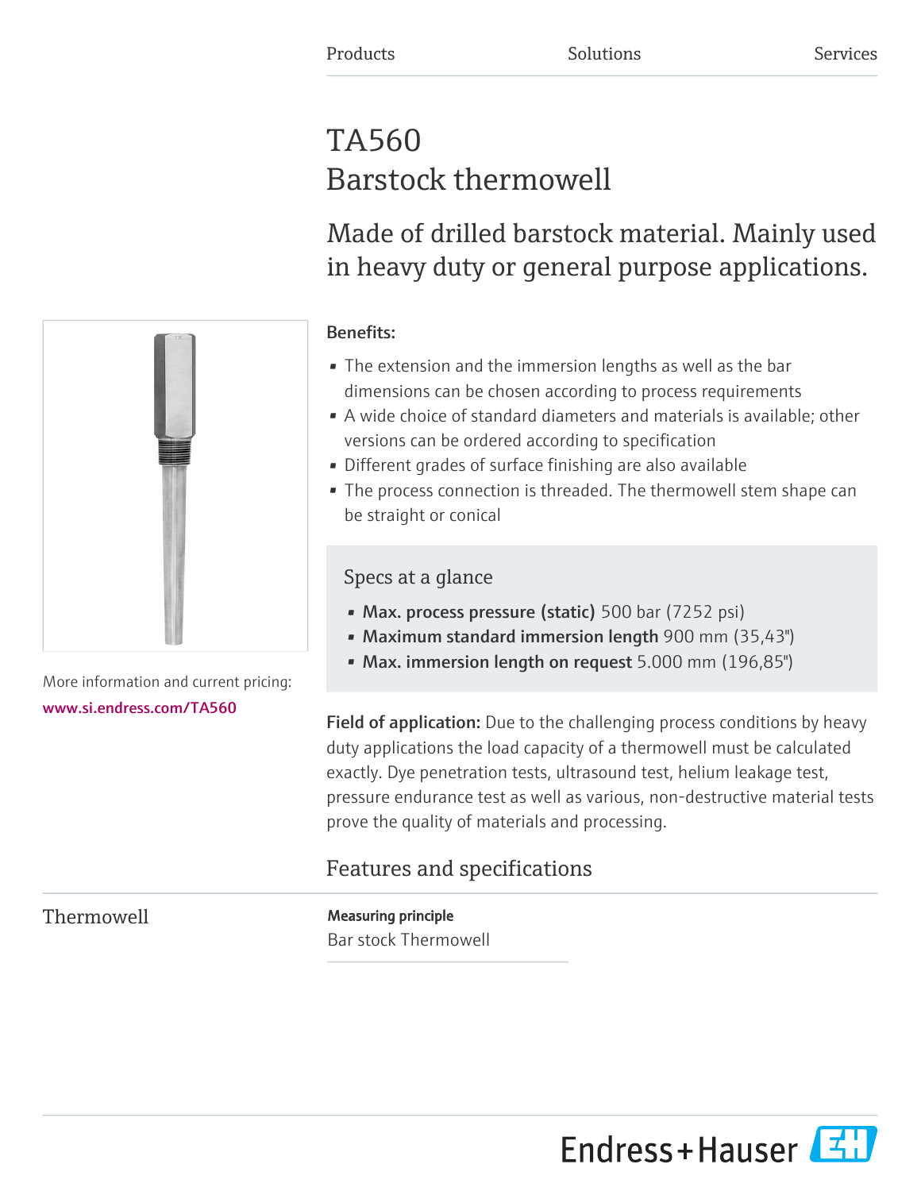Products Solutions Services

# TA560
# Barstock thermowell

## Made of drilled barstock material. Mainly used in heavy duty or general purpose applications.

More information and current pricing:
www.si.endress.com/TA560

**Benefits:**

- The extension and the immersion lengths as well as the bar dimensions can be chosen according to process requirements
- A wide choice of standard diameters and materials is available; other versions can be ordered according to specification
- Different grades of surface finishing are also available
- The process connection is threaded. The thermowell stem shape can be straight or conical

### Specs at a glance

- **Max. process pressure (static)** 500 bar (7252 psi)
- **Maximum standard immersion length** 900 mm (35,43")
- **Max. immersion length on request** 5.000 mm (196,85")

**Field of application:** Due to the challenging process conditions by heavy duty applications the load capacity of a thermowell must be calculated exactly. Dye penetration tests, ultrasound test, helium leakage test, pressure endurance test as well as various, non-destructive material tests prove the quality of materials and processing.

## Features and specifications

### Thermowell

**Measuring principle**

Bar stock Thermowell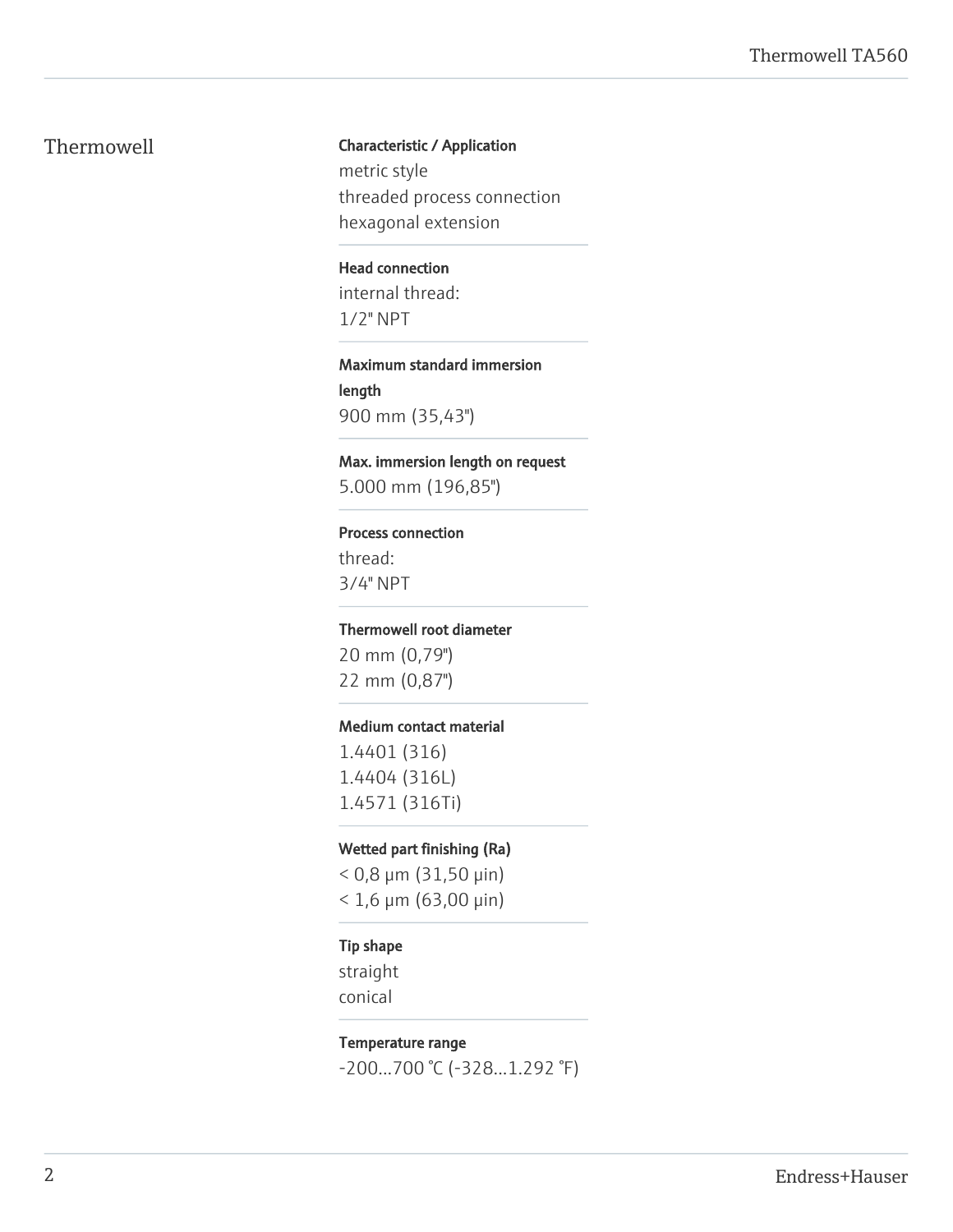## Thermowell

**Characteristic / Application**
metric style
threaded process connection
hexagonal extension

**Head connection**
internal thread:
1/2" NPT

**Maximum standard immersion length**
900 mm (35,43")

**Max. immersion length on request**
5.000 mm (196,85")

**Process connection**
thread:
3/4" NPT

**Thermowell root diameter**
20 mm (0,79")
22 mm (0,87")

**Medium contact material**
1.4401 (316)
1.4404 (316L)
1.4571 (316Ti)

**Wetted part finishing (Ra)**
< 0,8 µm (31,50 µin)
< 1,6 µm (63,00 µin)

**Tip shape**
straight
conical

**Temperature range**
-200...700 °C (-328...1.292 °F)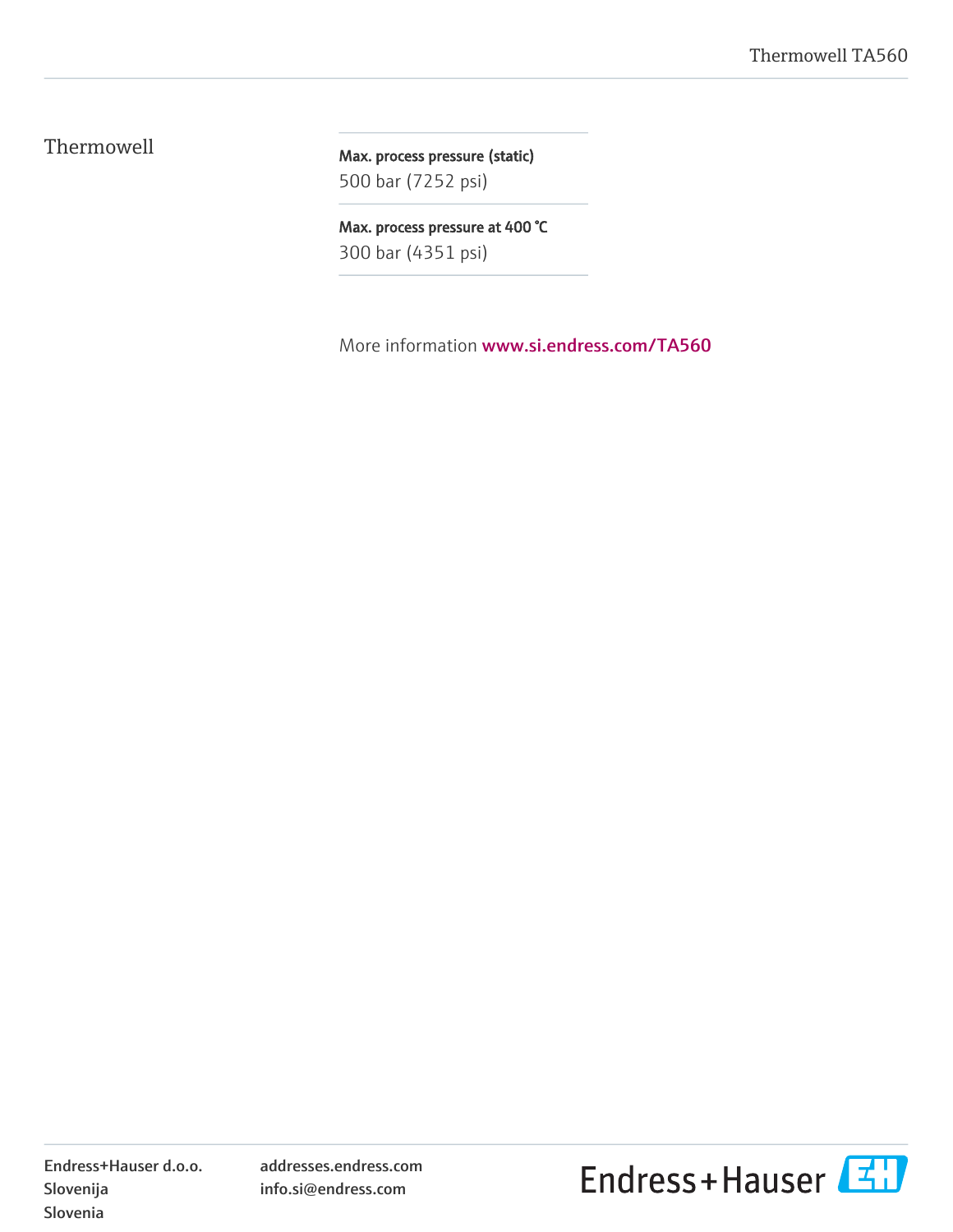## Thermowell

**Max. process pressure (static)**
500 bar (7252 psi)

**Max. process pressure at 400 °C**
300 bar (4351 psi)

More information **www.si.endress.com/TA560**

Endress+Hauser d.o.o.
Slovenija
Slovenia

addresses.endress.com
info.si@endress.com

Endress+Hauser